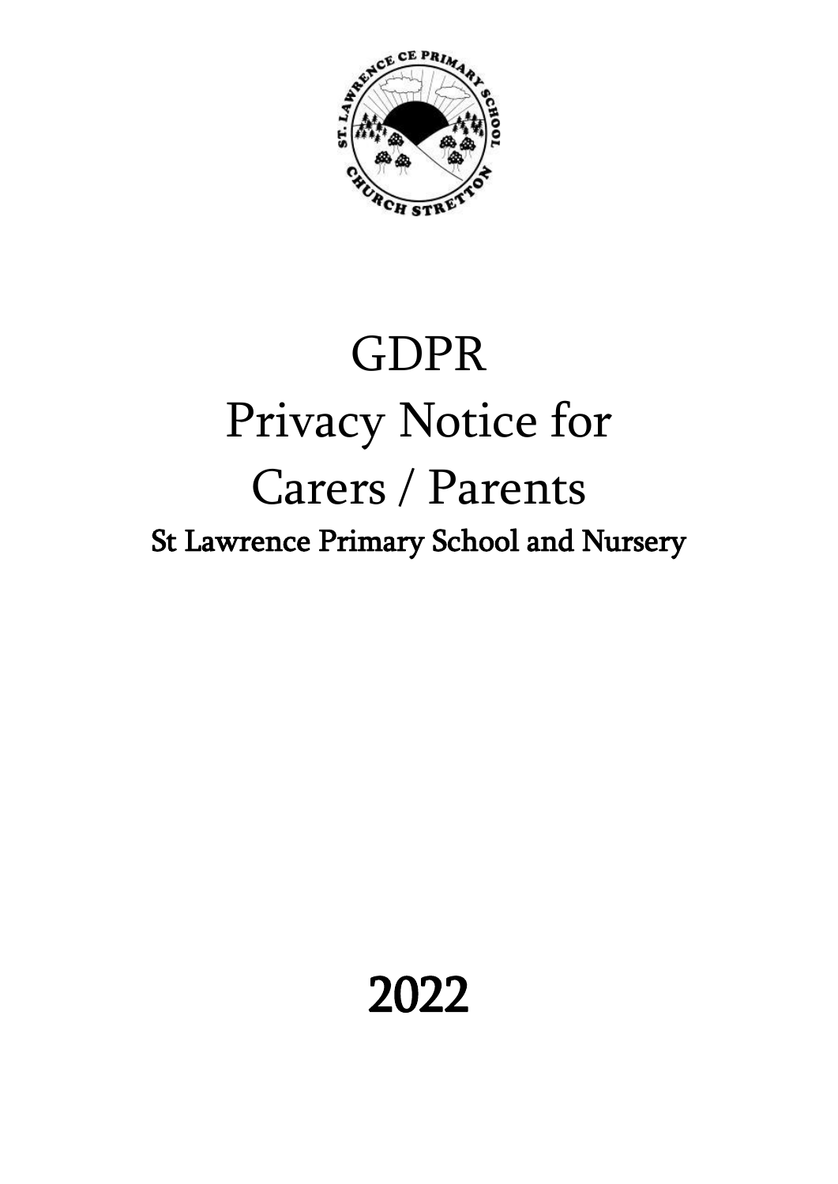# GDPR

# Privacy Notice for

# Carers / Parents

## St Lawrence Primary School and Nursery

**2022**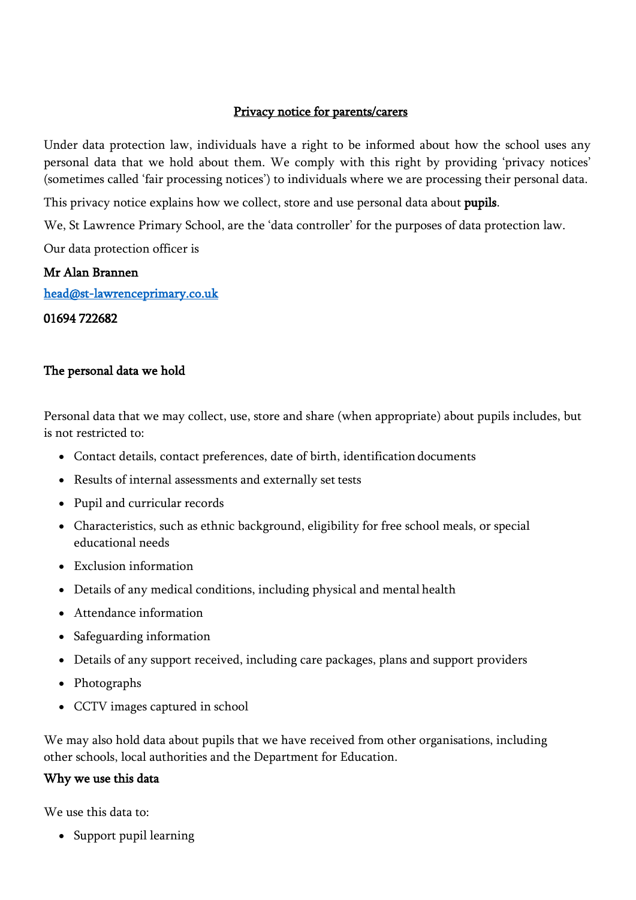## Privacy notice for parents/carers

Under data protection law, individuals have a right to be informed about how the school uses any personal data that we hold about them. We comply with this right by providing 'privacy notices' (sometimes called 'fair processing notices') to individuals where we are processing their personal data.

This privacy notice explains how we collect, store and use personal data about **pupils**.

We, St Lawrence Primary School, are the 'data controller' for the purposes of data protection law.

Our data protection officer is

**Mr Alan Brannen**

[head@st-lawrenceprimary.co.uk](mailto:head@st-lawrenceprimary.co.uk)

**01694 722682**

### The personal data we hold

Personal data that we may collect, use, store and share (when appropriate) about pupils includes, but is not restricted to:

- Contact details, contact preferences, date of birth, identification documents
- Results of internal assessments and externally set tests
- Pupil and curricular records
- Characteristics, such as ethnic background, eligibility for free school meals, or special educational needs
- Exclusion information
- Details of any medical conditions, including physical and mental health
- Attendance information
- Safeguarding information
- Details of any support received, including care packages, plans and support providers
- Photographs
- CCTV images captured in school

We may also hold data about pupils that we have received from other organisations, including other schools, local authorities and the Department for Education.

### Why we use this data

We use this data to:

- Support pupil learning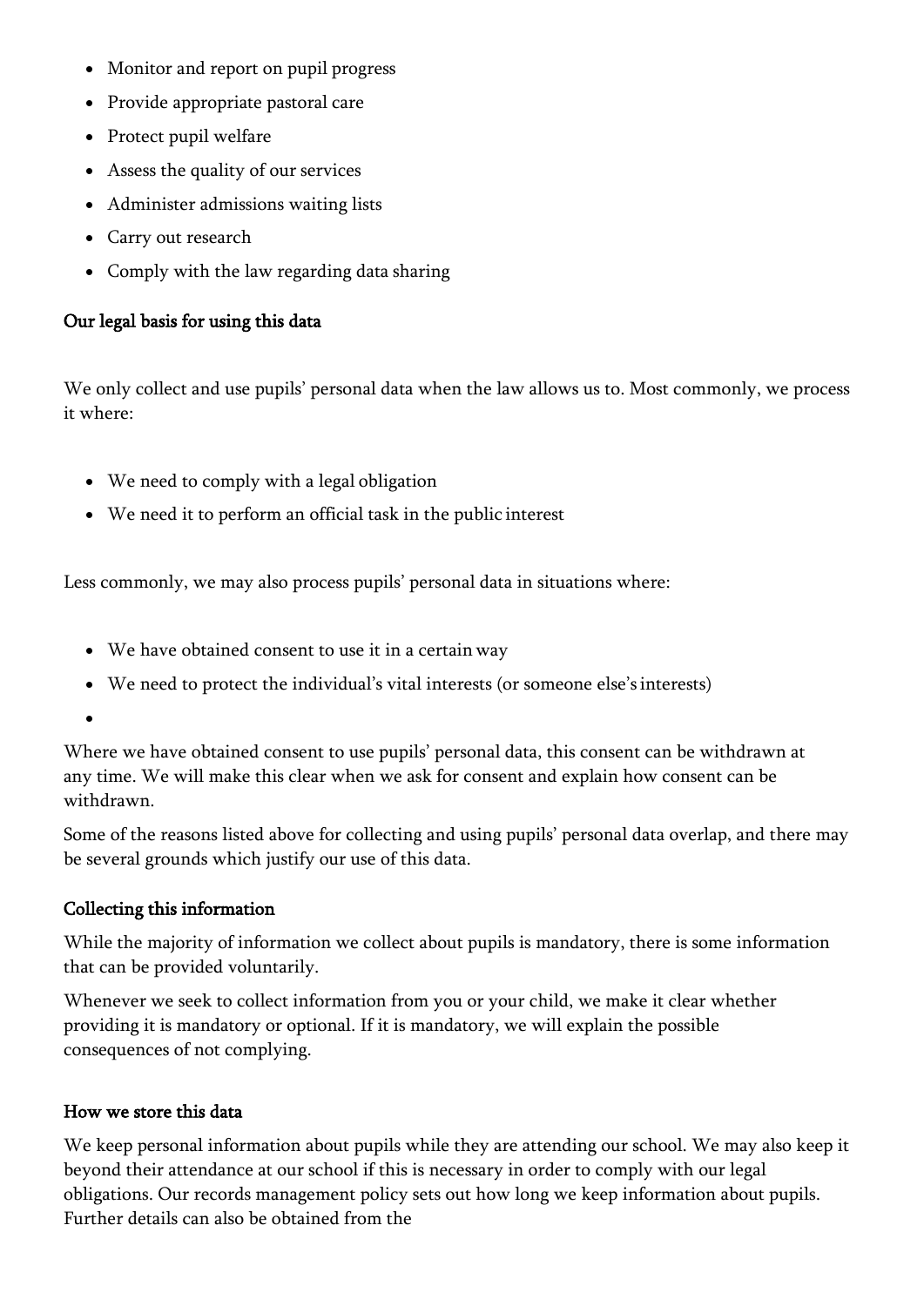- Monitor and report on pupil progress
- Provide appropriate pastoral care
- Protect pupil welfare
- Assess the quality of our services
- Administer admissions waiting lists
- Carry out research
- Comply with the law regarding data sharing

### Our legal basis for using this data

We only collect and use pupils' personal data when the law allows us to. Most commonly, we process it where:

- We need to comply with a legal obligation
- We need it to perform an official task in the public interest

Less commonly, we may also process pupils' personal data in situations where:

- We have obtained consent to use it in a certain way
- We need to protect the individual's vital interests (or someone else's interests)

Where we have obtained consent to use pupils' personal data, this consent can be withdrawn at any time. We will make this clear when we ask for consent and explain how consent can be withdrawn.

Some of the reasons listed above for collecting and using pupils' personal data overlap, and there may be several grounds which justify our use of this data.

### Collecting this information

While the majority of information we collect about pupils is mandatory, there is some information that can be provided voluntarily.

Whenever we seek to collect information from you or your child, we make it clear whether providing it is mandatory or optional. If it is mandatory, we will explain the possible consequences of not complying.

### How we store this data

We keep personal information about pupils while they are attending our school. We may also keep it beyond their attendance at our school if this is necessary in order to comply with our legal obligations. Our records management policy sets out how long we keep information about pupils. Further details can also be obtained from the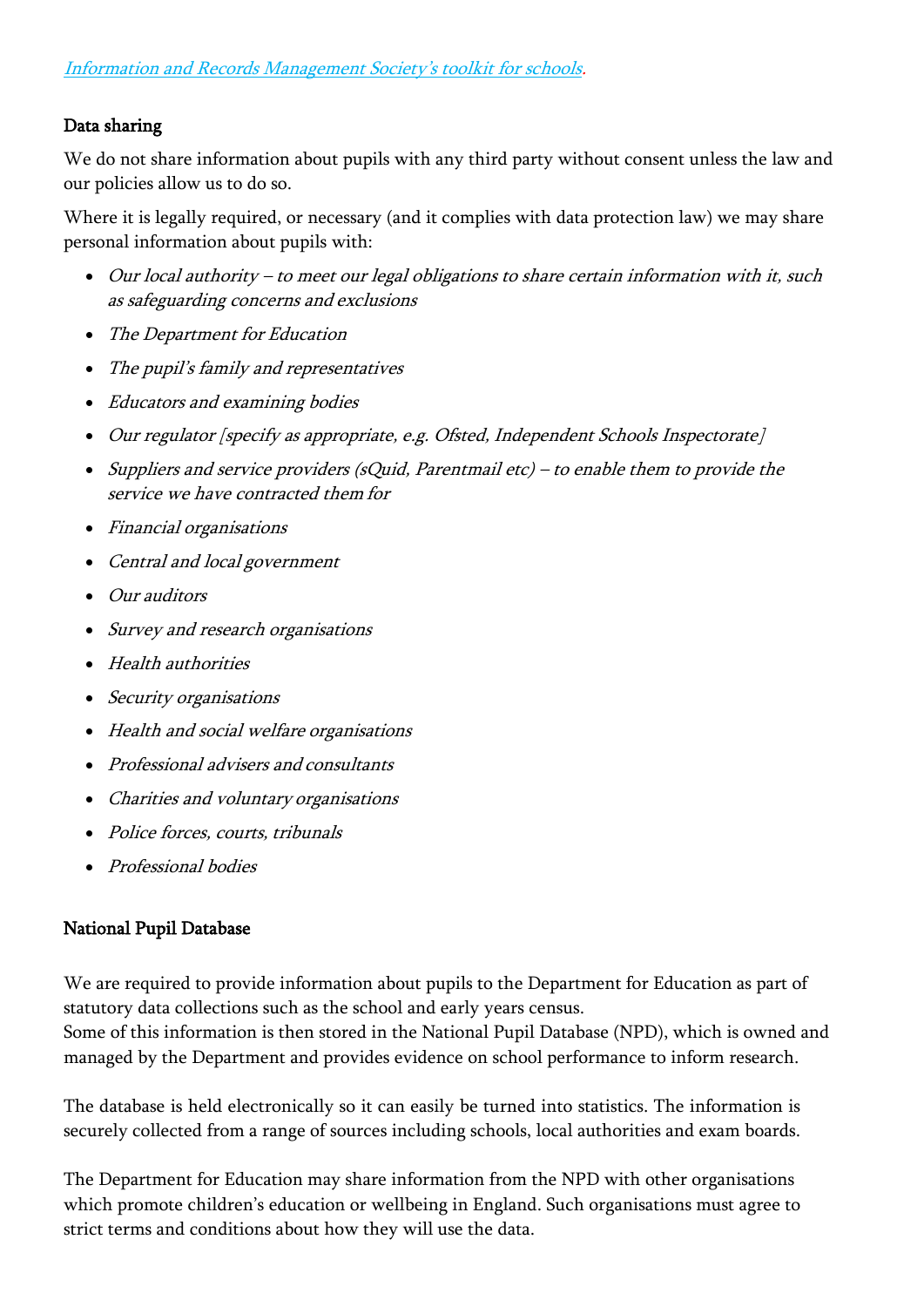*[Information and Records Management Society's toolkit for schools](#)*.

### Data sharing

We do not share information about pupils with any third party without consent unless the law and our policies allow us to do so.

Where it is legally required, or necessary (and it complies with data protection law) we may share personal information about pupils with:

- *Our local authority – to meet our legal obligations to share certain information with it, such as safeguarding concerns and exclusions*
- *The Department for Education*
- *The pupil's family and representatives*
- *Educators and examining bodies*
- *Our regulator [specify as appropriate, e.g. Ofsted, Independent Schools Inspectorate]*
- *Suppliers and service providers (sQuid, Parentmail etc) – to enable them to provide the service we have contracted them for*
- *Financial organisations*
- *Central and local government*
- *Our auditors*
- *Survey and research organisations*
- *Health authorities*
- *Security organisations*
- *Health and social welfare organisations*
- *Professional advisers and consultants*
- *Charities and voluntary organisations*
- *Police forces, courts, tribunals*
- *Professional bodies*

### National Pupil Database

We are required to provide information about pupils to the Department for Education as part of statutory data collections such as the school and early years census.
Some of this information is then stored in the National Pupil Database (NPD), which is owned and managed by the Department and provides evidence on school performance to inform research.

The database is held electronically so it can easily be turned into statistics. The information is securely collected from a range of sources including schools, local authorities and exam boards.

The Department for Education may share information from the NPD with other organisations which promote children's education or wellbeing in England. Such organisations must agree to strict terms and conditions about how they will use the data.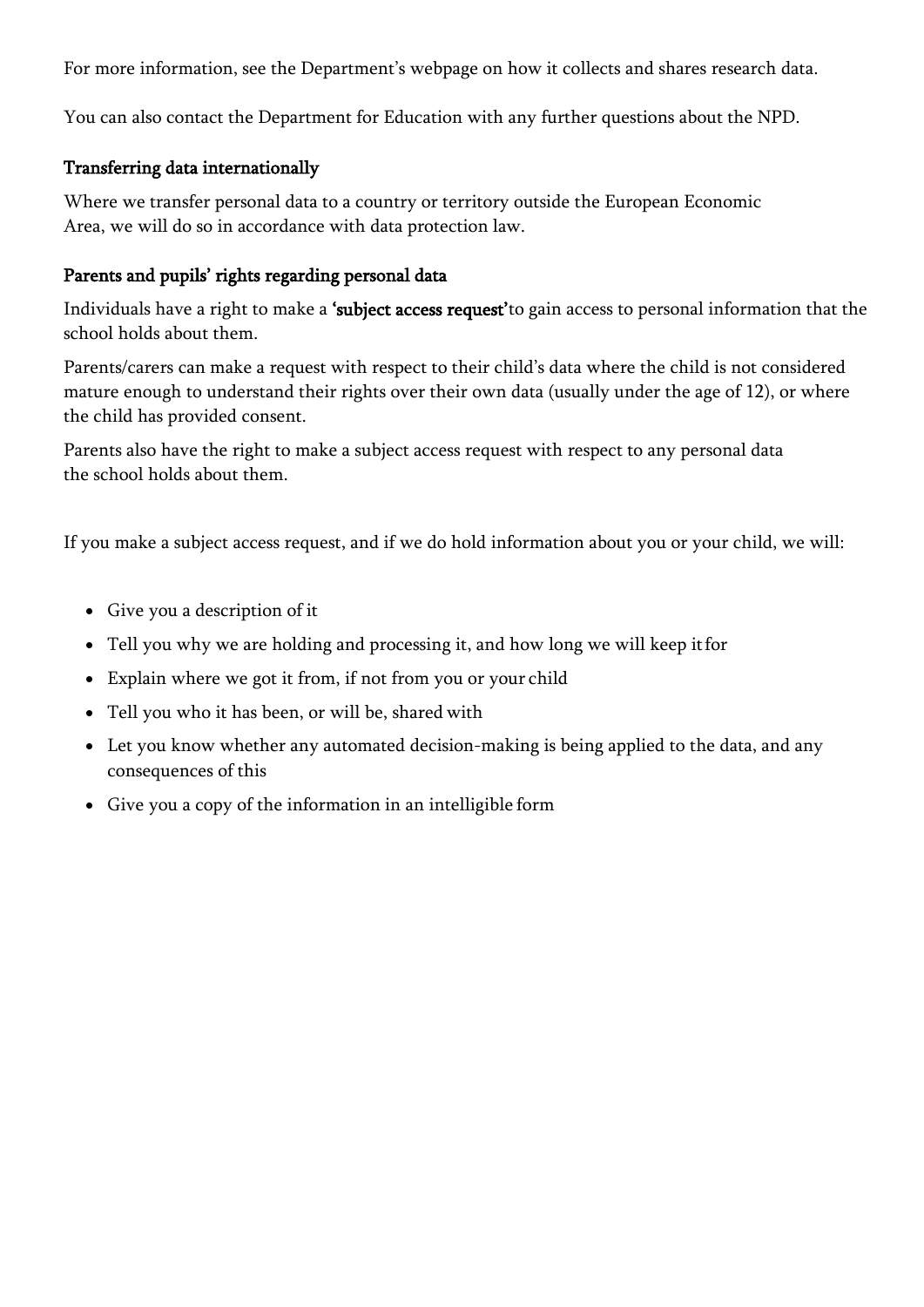For more information, see the Department's webpage on how it collects and shares research data.

You can also contact the Department for Education with any further questions about the NPD.

### Transferring data internationally

Where we transfer personal data to a country or territory outside the European Economic Area, we will do so in accordance with data protection law.

### Parents and pupils' rights regarding personal data

Individuals have a right to make a **'subject access request'** to gain access to personal information that the school holds about them.

Parents/carers can make a request with respect to their child's data where the child is not considered mature enough to understand their rights over their own data (usually under the age of 12), or where the child has provided consent.

Parents also have the right to make a subject access request with respect to any personal data the school holds about them.

If you make a subject access request, and if we do hold information about you or your child, we will:

- Give you a description of it
- Tell you why we are holding and processing it, and how long we will keep it for
- Explain where we got it from, if not from you or your child
- Tell you who it has been, or will be, shared with
- Let you know whether any automated decision-making is being applied to the data, and any consequences of this
- Give you a copy of the information in an intelligible form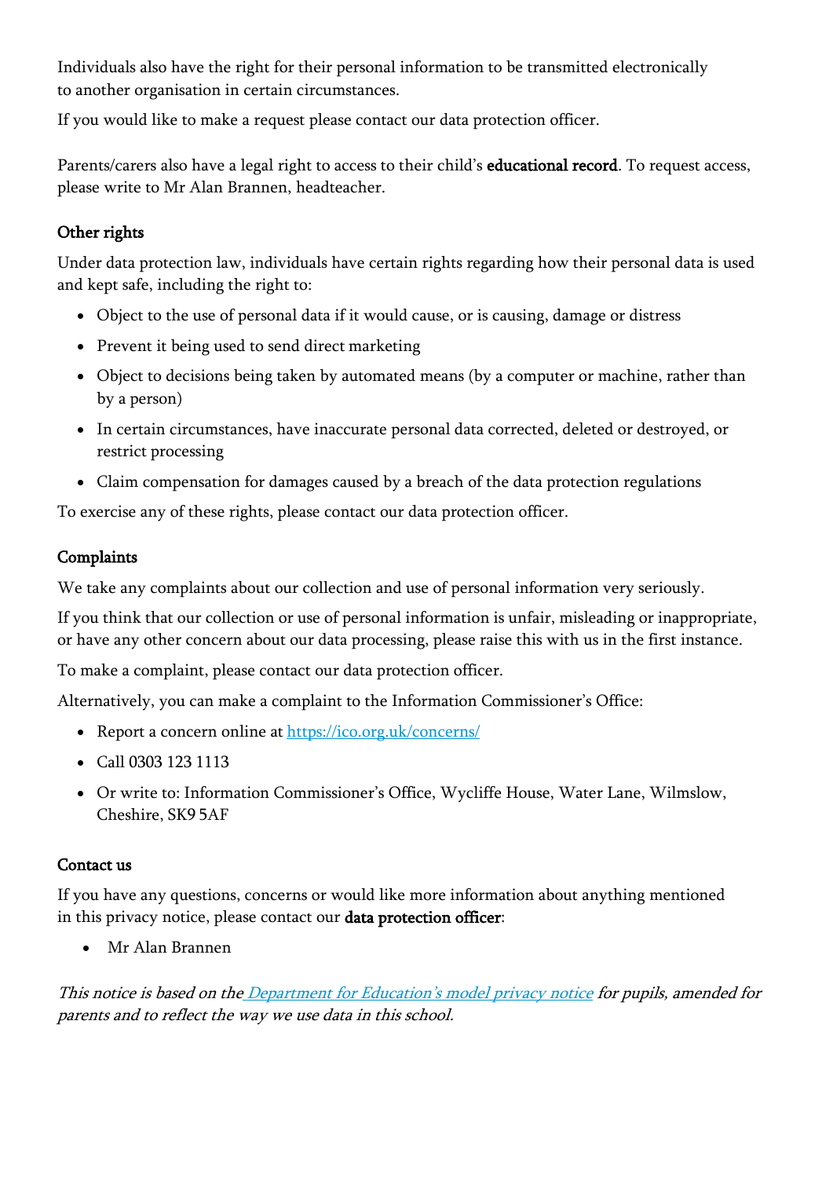Individuals also have the right for their personal information to be transmitted electronically to another organisation in certain circumstances.

If you would like to make a request please contact our data protection officer.

Parents/carers also have a legal right to access to their child's **educational record**. To request access, please write to Mr Alan Brannen, headteacher.

### Other rights

Under data protection law, individuals have certain rights regarding how their personal data is used and kept safe, including the right to:

- Object to the use of personal data if it would cause, or is causing, damage or distress
- Prevent it being used to send direct marketing
- Object to decisions being taken by automated means (by a computer or machine, rather than by a person)
- In certain circumstances, have inaccurate personal data corrected, deleted or destroyed, or restrict processing
- Claim compensation for damages caused by a breach of the data protection regulations

To exercise any of these rights, please contact our data protection officer.

### Complaints

We take any complaints about our collection and use of personal information very seriously.

If you think that our collection or use of personal information is unfair, misleading or inappropriate, or have any other concern about our data processing, please raise this with us in the first instance.

To make a complaint, please contact our data protection officer.

Alternatively, you can make a complaint to the Information Commissioner's Office:

- Report a concern online at [https://ico.org.uk/concerns/](https://ico.org.uk/concerns/)
- Call 0303 123 1113
- Or write to: Information Commissioner's Office, Wycliffe House, Water Lane, Wilmslow, Cheshire, SK9 5AF

### Contact us

If you have any questions, concerns or would like more information about anything mentioned in this privacy notice, please contact our **data protection officer**:

- Mr Alan Brannen

*This notice is based on the [Department for Education's model privacy notice](#) for pupils, amended for parents and to reflect the way we use data in this school.*